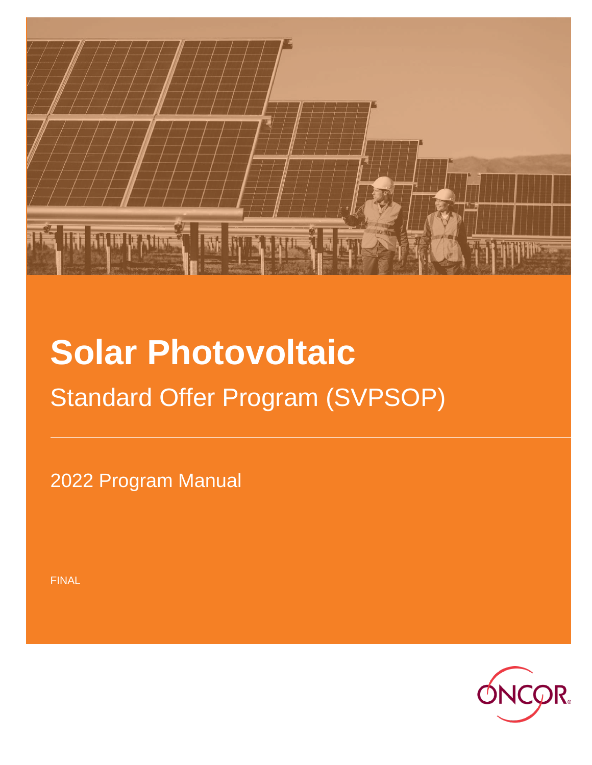# Solar Photovoltaic

## Standard Offer Program (SVPSOP)

2022 Program Manual

FINAL

ONCOR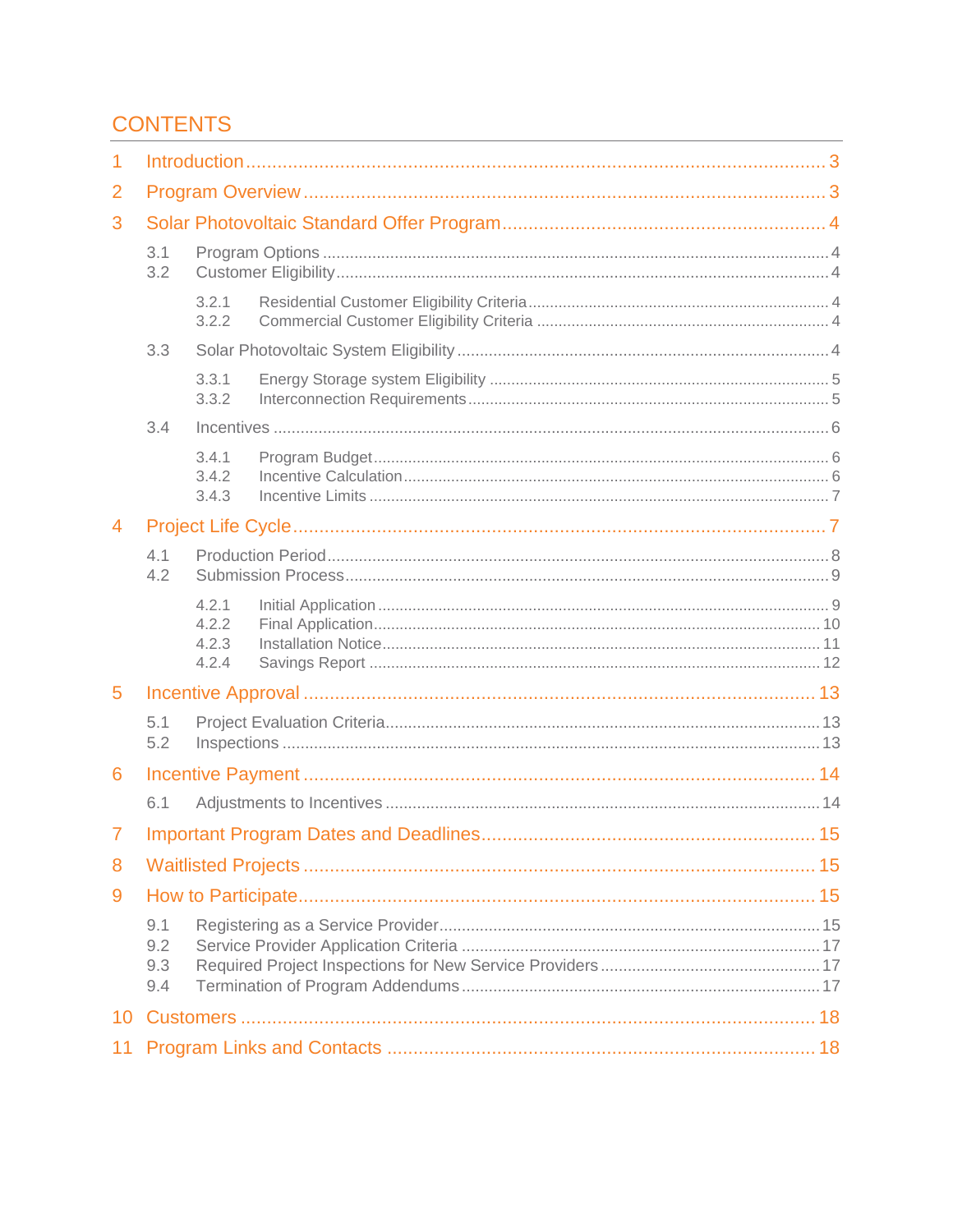# CONTENTS

- 1 Introduction ... 3
- 2 Program Overview ... 3
- 3 Solar Photovoltaic Standard Offer Program ... 4
  - 3.1 Program Options ... 4
  - 3.2 Customer Eligibility ... 4
    - 3.2.1 Residential Customer Eligibility Criteria ... 4
    - 3.2.2 Commercial Customer Eligibility Criteria ... 4
  - 3.3 Solar Photovoltaic System Eligibility ... 4
    - 3.3.1 Energy Storage system Eligibility ... 5
    - 3.3.2 Interconnection Requirements ... 5
  - 3.4 Incentives ... 6
    - 3.4.1 Program Budget ... 6
    - 3.4.2 Incentive Calculation ... 6
    - 3.4.3 Incentive Limits ... 7
- 4 Project Life Cycle ... 7
  - 4.1 Production Period ... 8
  - 4.2 Submission Process ... 9
    - 4.2.1 Initial Application ... 9
    - 4.2.2 Final Application ... 10
    - 4.2.3 Installation Notice ... 11
    - 4.2.4 Savings Report ... 12
- 5 Incentive Approval ... 13
  - 5.1 Project Evaluation Criteria ... 13
  - 5.2 Inspections ... 13
- 6 Incentive Payment ... 14
  - 6.1 Adjustments to Incentives ... 14
- 7 Important Program Dates and Deadlines ... 15
- 8 Waitlisted Projects ... 15
- 9 How to Participate ... 15
  - 9.1 Registering as a Service Provider ... 15
  - 9.2 Service Provider Application Criteria ... 17
  - 9.3 Required Project Inspections for New Service Providers ... 17
  - 9.4 Termination of Program Addendums ... 17
- 10 Customers ... 18
- 11 Program Links and Contacts ... 18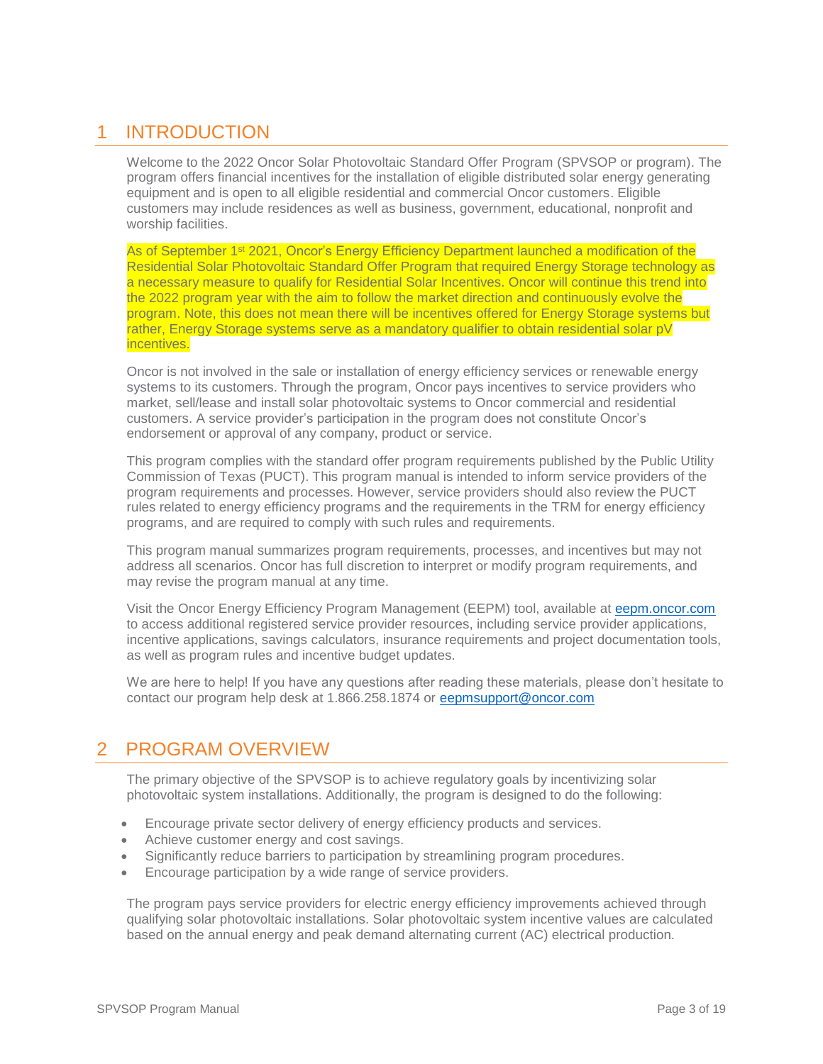# 1 INTRODUCTION

Welcome to the 2022 Oncor Solar Photovoltaic Standard Offer Program (SPVSOP or program). The program offers financial incentives for the installation of eligible distributed solar energy generating equipment and is open to all eligible residential and commercial Oncor customers. Eligible customers may include residences as well as business, government, educational, nonprofit and worship facilities.

As of September 1st 2021, Oncor's Energy Efficiency Department launched a modification of the Residential Solar Photovoltaic Standard Offer Program that required Energy Storage technology as a necessary measure to qualify for Residential Solar Incentives. Oncor will continue this trend into the 2022 program year with the aim to follow the market direction and continuously evolve the program. Note, this does not mean there will be incentives offered for Energy Storage systems but rather, Energy Storage systems serve as a mandatory qualifier to obtain residential solar pV incentives.

Oncor is not involved in the sale or installation of energy efficiency services or renewable energy systems to its customers. Through the program, Oncor pays incentives to service providers who market, sell/lease and install solar photovoltaic systems to Oncor commercial and residential customers. A service provider's participation in the program does not constitute Oncor's endorsement or approval of any company, product or service.

This program complies with the standard offer program requirements published by the Public Utility Commission of Texas (PUCT). This program manual is intended to inform service providers of the program requirements and processes. However, service providers should also review the PUCT rules related to energy efficiency programs and the requirements in the TRM for energy efficiency programs, and are required to comply with such rules and requirements.

This program manual summarizes program requirements, processes, and incentives but may not address all scenarios. Oncor has full discretion to interpret or modify program requirements, and may revise the program manual at any time.

Visit the Oncor Energy Efficiency Program Management (EEPM) tool, available at eepm.oncor.com to access additional registered service provider resources, including service provider applications, incentive applications, savings calculators, insurance requirements and project documentation tools, as well as program rules and incentive budget updates.

We are here to help! If you have any questions after reading these materials, please don't hesitate to contact our program help desk at 1.866.258.1874 or eepmsupport@oncor.com

# 2 PROGRAM OVERVIEW

The primary objective of the SPVSOP is to achieve regulatory goals by incentivizing solar photovoltaic system installations. Additionally, the program is designed to do the following:

- Encourage private sector delivery of energy efficiency products and services.
- Achieve customer energy and cost savings.
- Significantly reduce barriers to participation by streamlining program procedures.
- Encourage participation by a wide range of service providers.

The program pays service providers for electric energy efficiency improvements achieved through qualifying solar photovoltaic installations. Solar photovoltaic system incentive values are calculated based on the annual energy and peak demand alternating current (AC) electrical production.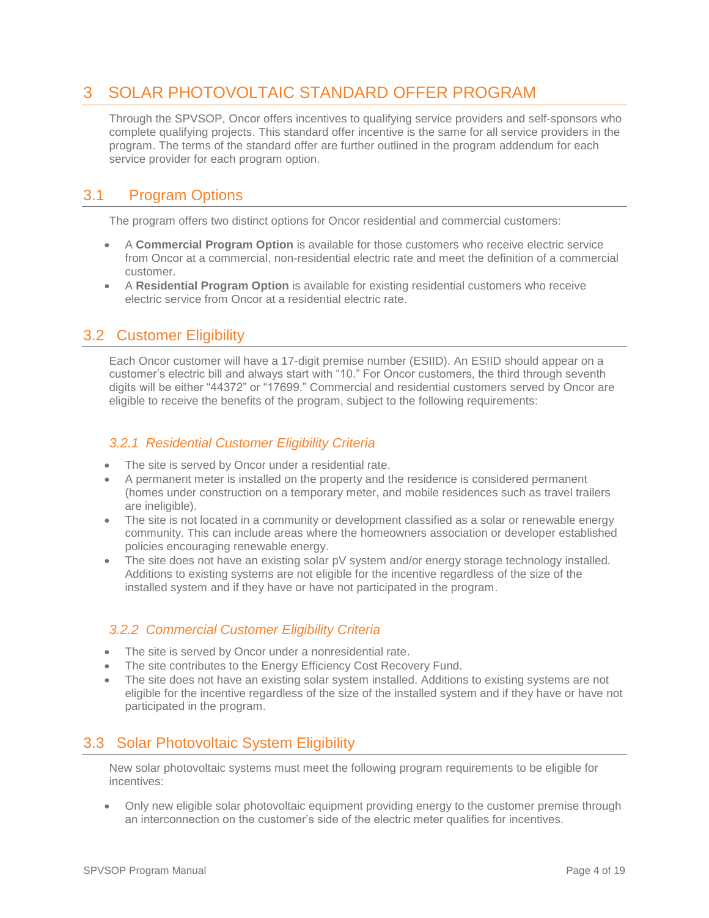# 3 SOLAR PHOTOVOLTAIC STANDARD OFFER PROGRAM

Through the SPVSOP, Oncor offers incentives to qualifying service providers and self-sponsors who complete qualifying projects. This standard offer incentive is the same for all service providers in the program. The terms of the standard offer are further outlined in the program addendum for each service provider for each program option.

## 3.1 Program Options

The program offers two distinct options for Oncor residential and commercial customers:

- A **Commercial Program Option** is available for those customers who receive electric service from Oncor at a commercial, non-residential electric rate and meet the definition of a commercial customer.
- A **Residential Program Option** is available for existing residential customers who receive electric service from Oncor at a residential electric rate.

## 3.2 Customer Eligibility

Each Oncor customer will have a 17-digit premise number (ESIID). An ESIID should appear on a customer's electric bill and always start with "10." For Oncor customers, the third through seventh digits will be either "44372" or "17699." Commercial and residential customers served by Oncor are eligible to receive the benefits of the program, subject to the following requirements:

### *3.2.1 Residential Customer Eligibility Criteria*

- The site is served by Oncor under a residential rate.
- A permanent meter is installed on the property and the residence is considered permanent (homes under construction on a temporary meter, and mobile residences such as travel trailers are ineligible).
- The site is not located in a community or development classified as a solar or renewable energy community. This can include areas where the homeowners association or developer established policies encouraging renewable energy.
- The site does not have an existing solar pV system and/or energy storage technology installed. Additions to existing systems are not eligible for the incentive regardless of the size of the installed system and if they have or have not participated in the program.

### *3.2.2 Commercial Customer Eligibility Criteria*

- The site is served by Oncor under a nonresidential rate.
- The site contributes to the Energy Efficiency Cost Recovery Fund.
- The site does not have an existing solar system installed. Additions to existing systems are not eligible for the incentive regardless of the size of the installed system and if they have or have not participated in the program.

## 3.3 Solar Photovoltaic System Eligibility

New solar photovoltaic systems must meet the following program requirements to be eligible for incentives:

- Only new eligible solar photovoltaic equipment providing energy to the customer premise through an interconnection on the customer's side of the electric meter qualifies for incentives.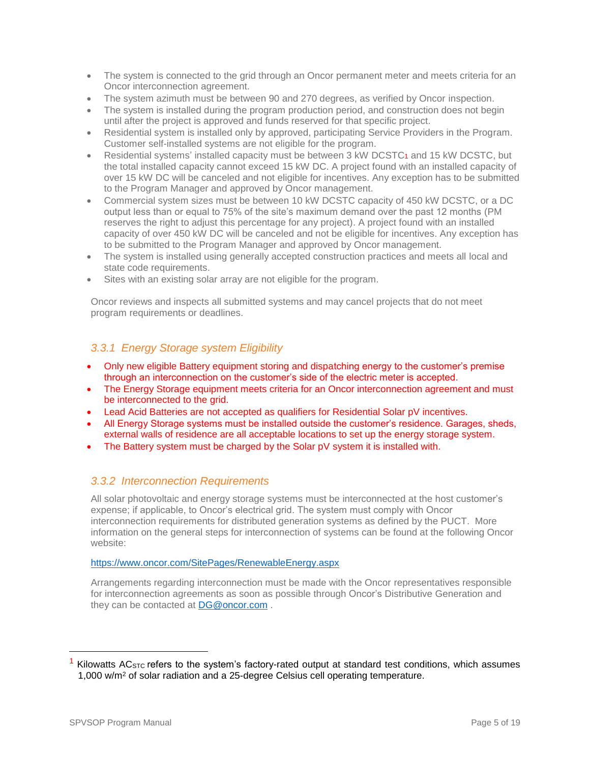- The system is connected to the grid through an Oncor permanent meter and meets criteria for an Oncor interconnection agreement.
- The system azimuth must be between 90 and 270 degrees, as verified by Oncor inspection.
- The system is installed during the program production period, and construction does not begin until after the project is approved and funds reserved for that specific project.
- Residential system is installed only by approved, participating Service Providers in the Program. Customer self-installed systems are not eligible for the program.
- Residential systems' installed capacity must be between 3 kW DCSTC[1] and 15 kW DCSTC, but the total installed capacity cannot exceed 15 kW DC. A project found with an installed capacity of over 15 kW DC will be canceled and not eligible for incentives. Any exception has to be submitted to the Program Manager and approved by Oncor management.
- Commercial system sizes must be between 10 kW DCSTC capacity of 450 kW DCSTC, or a DC output less than or equal to 75% of the site's maximum demand over the past 12 months (PM reserves the right to adjust this percentage for any project). A project found with an installed capacity of over 450 kW DC will be canceled and not be eligible for incentives. Any exception has to be submitted to the Program Manager and approved by Oncor management.
- The system is installed using generally accepted construction practices and meets all local and state code requirements.
- Sites with an existing solar array are not eligible for the program.

Oncor reviews and inspects all submitted systems and may cancel projects that do not meet program requirements or deadlines.

### *3.3.1 Energy Storage system Eligibility*

- Only new eligible Battery equipment storing and dispatching energy to the customer's premise through an interconnection on the customer's side of the electric meter is accepted.
- The Energy Storage equipment meets criteria for an Oncor interconnection agreement and must be interconnected to the grid.
- Lead Acid Batteries are not accepted as qualifiers for Residential Solar pV incentives.
- All Energy Storage systems must be installed outside the customer's residence. Garages, sheds, external walls of residence are all acceptable locations to set up the energy storage system.
- The Battery system must be charged by the Solar pV system it is installed with.

### *3.3.2 Interconnection Requirements*

All solar photovoltaic and energy storage systems must be interconnected at the host customer's expense; if applicable, to Oncor's electrical grid. The system must comply with Oncor interconnection requirements for distributed generation systems as defined by the PUCT. More information on the general steps for interconnection of systems can be found at the following Oncor website:

https://www.oncor.com/SitePages/RenewableEnergy.aspx

Arrangements regarding interconnection must be made with the Oncor representatives responsible for interconnection agreements as soon as possible through Oncor's Distributive Generation and they can be contacted at DG@oncor.com .

---

[1] Kilowatts $AC_{STC}$ refers to the system's factory-rated output at standard test conditions, which assumes 1,000 w/m$^2$ of solar radiation and a 25-degree Celsius cell operating temperature.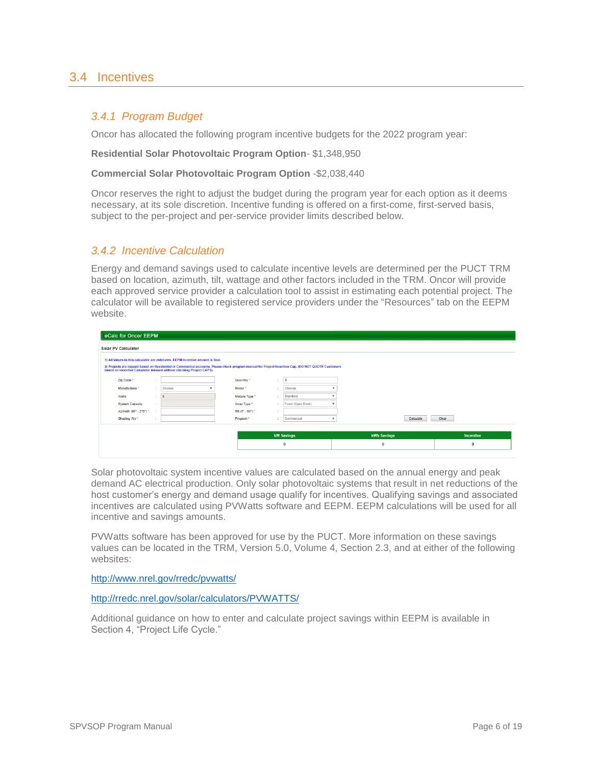## 3.4 Incentives

### 3.4.1 Program Budget

Oncor has allocated the following program incentive budgets for the 2022 program year:

**Residential Solar Photovoltaic Program Option**- $1,348,950

**Commercial Solar Photovoltaic Program Option** -$2,038,440

Oncor reserves the right to adjust the budget during the program year for each option as it deems necessary, at its sole discretion. Incentive funding is offered on a first-come, first-served basis, subject to the per-project and per-service provider limits described below.

### 3.4.2 Incentive Calculation

Energy and demand savings used to calculate incentive levels are determined per the PUCT TRM based on location, azimuth, tilt, wattage and other factors included in the TRM. Oncor will provide each approved service provider a calculation tool to assist in estimating each potential project. The calculator will be available to registered service providers under the "Resources" tab on the EEPM website.

eCalc for Oncor EEPM

Solar PV Calculator

1) All Values in this calculator are estimates. EEPM incentive amount is final.

2) Projects are capped based on Residential or Commercial accounts. Please check program manual for Project Incentive Cap. (DO NOT QUOTE Customers based on Incentive Calculator Amount without checking Project CAPS).

| Field | Value | Field | Value |
|---|---|---|---|
| Zip Code * | | Quantity * | 0 |
| Manufacturer * | Choose | Model * | Choose |
| Watts | 0 | Module Type * | Standard |
| System Capacity | | Array Type * | Fixed (Open Rack) |
| Azimuth (90° - 270°) * | | Tilt (0° - 90°) * | |
| Shading (%) * | | Program * | Commercial |

Calculate Clear

| kW Savings | kWh Savings | Incentive |
|---|---|---|
| 0 | 0 | 0 |

Solar photovoltaic system incentive values are calculated based on the annual energy and peak demand AC electrical production. Only solar photovoltaic systems that result in net reductions of the host customer's energy and demand usage qualify for incentives. Qualifying savings and associated incentives are calculated using PVWatts software and EEPM. EEPM calculations will be used for all incentive and savings amounts.

PVWatts software has been approved for use by the PUCT. More information on these savings values can be located in the TRM, Version 5.0, Volume 4, Section 2.3, and at either of the following websites:

http://www.nrel.gov/rredc/pvwatts/

http://rredc.nrel.gov/solar/calculators/PVWATTS/

Additional guidance on how to enter and calculate project savings within EEPM is available in Section 4, "Project Life Cycle."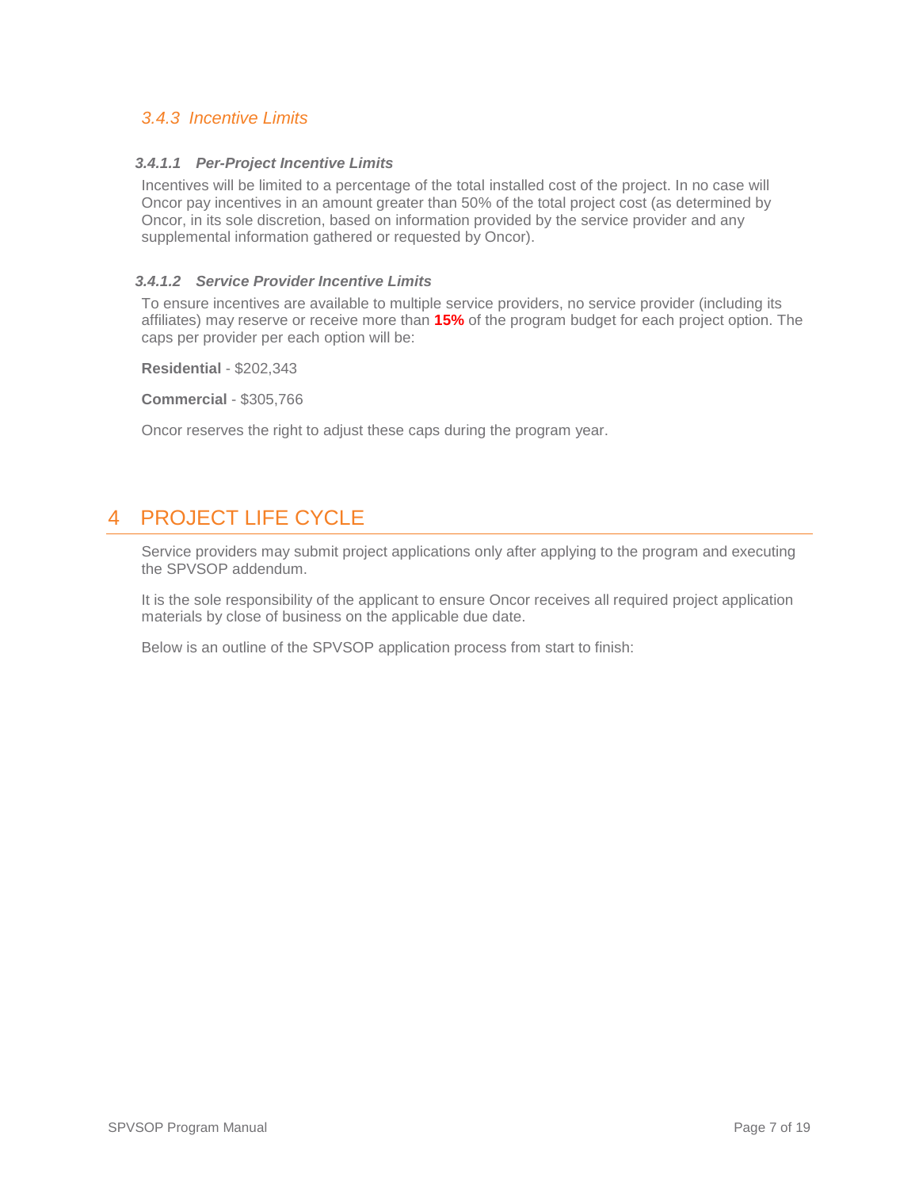### *3.4.3 Incentive Limits*

#### ***3.4.1.1 Per-Project Incentive Limits***

Incentives will be limited to a percentage of the total installed cost of the project. In no case will Oncor pay incentives in an amount greater than 50% of the total project cost (as determined by Oncor, in its sole discretion, based on information provided by the service provider and any supplemental information gathered or requested by Oncor).

#### ***3.4.1.2 Service Provider Incentive Limits***

To ensure incentives are available to multiple service providers, no service provider (including its affiliates) may reserve or receive more than **15%** of the program budget for each project option. The caps per provider per each option will be:

**Residential** - $202,343

**Commercial** - $305,766

Oncor reserves the right to adjust these caps during the program year.

# 4 PROJECT LIFE CYCLE

Service providers may submit project applications only after applying to the program and executing the SPVSOP addendum.

It is the sole responsibility of the applicant to ensure Oncor receives all required project application materials by close of business on the applicable due date.

Below is an outline of the SPVSOP application process from start to finish: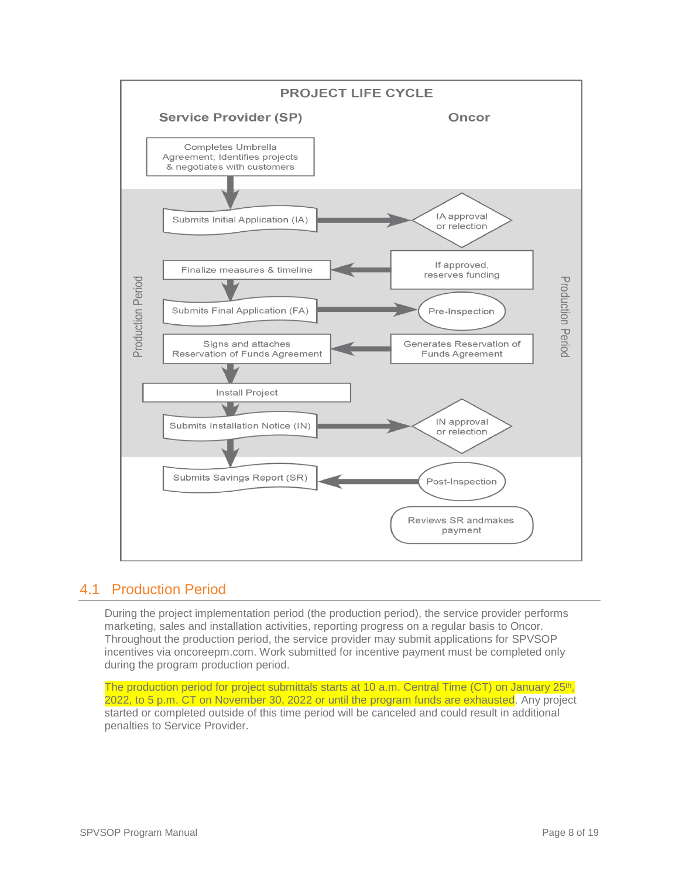**PROJECT LIFE CYCLE**

| Service Provider (SP) | Oncor |
|---|---|
| Completes Umbrella Agreement; Identifies projects & negotiates with customers | |
| Submits Initial Application (IA) → | IA approval or relection |
| Finalize measures & timeline | ← If approved, reserves funding |
| Submits Final Application (FA) → | Pre-Inspection |
| Signs and attaches Reservation of Funds Agreement | ← Generates Reservation of Funds Agreement |
| Install Project | |
| Submits Installation Notice (IN) → | IN approval or relection |
| Submits Savings Report (SR) | ← Post-Inspection |
| | Reviews SR andmakes payment |

Production Period

## 4.1 Production Period

During the project implementation period (the production period), the service provider performs marketing, sales and installation activities, reporting progress on a regular basis to Oncor. Throughout the production period, the service provider may submit applications for SPVSOP incentives via oncoreepm.com. Work submitted for incentive payment must be completed only during the program production period.

The production period for project submittals starts at 10 a.m. Central Time (CT) on January 25th, 2022, to 5 p.m. CT on November 30, 2022 or until the program funds are exhausted. Any project started or completed outside of this time period will be canceled and could result in additional penalties to Service Provider.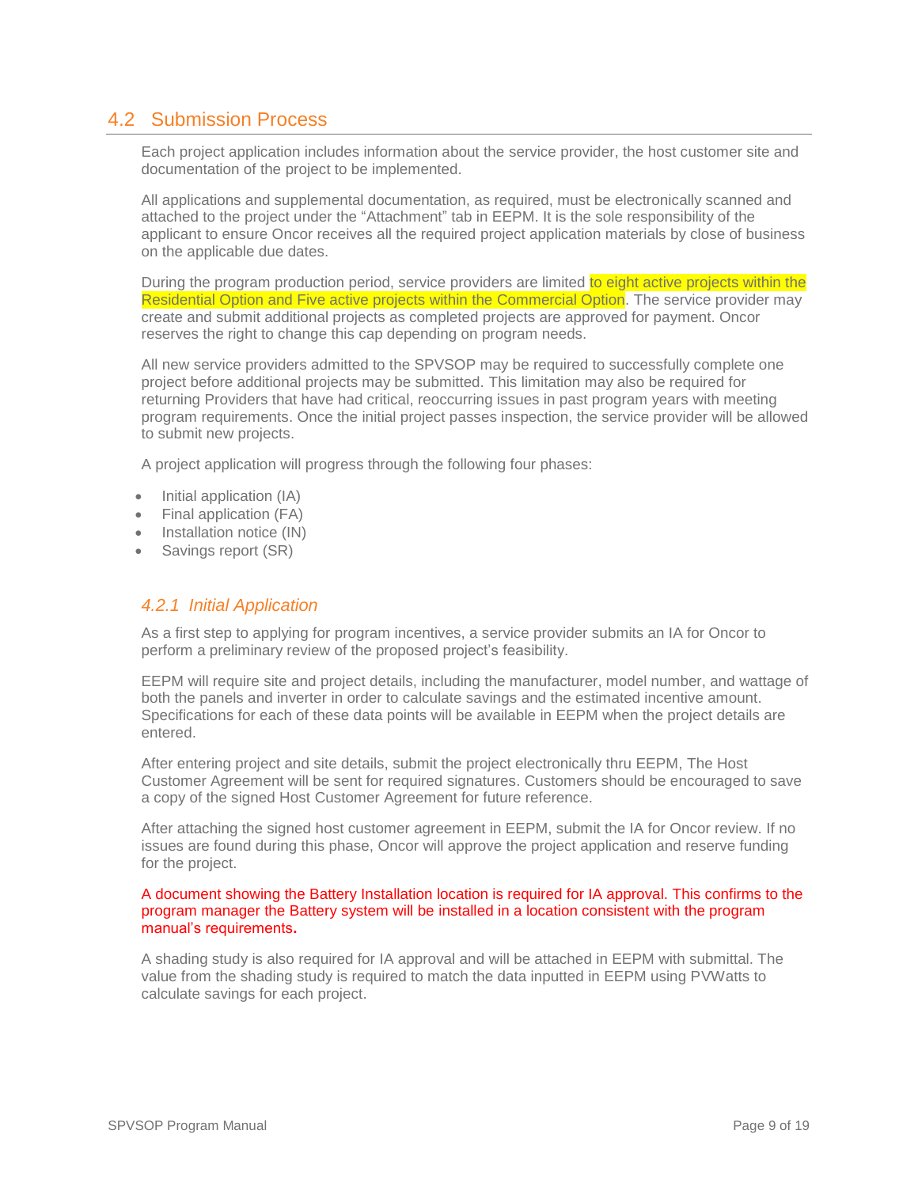## 4.2 Submission Process

Each project application includes information about the service provider, the host customer site and documentation of the project to be implemented.

All applications and supplemental documentation, as required, must be electronically scanned and attached to the project under the "Attachment" tab in EEPM. It is the sole responsibility of the applicant to ensure Oncor receives all the required project application materials by close of business on the applicable due dates.

During the program production period, service providers are limited to eight active projects within the Residential Option and Five active projects within the Commercial Option. The service provider may create and submit additional projects as completed projects are approved for payment. Oncor reserves the right to change this cap depending on program needs.

All new service providers admitted to the SPVSOP may be required to successfully complete one project before additional projects may be submitted. This limitation may also be required for returning Providers that have had critical, reoccurring issues in past program years with meeting program requirements. Once the initial project passes inspection, the service provider will be allowed to submit new projects.

A project application will progress through the following four phases:

- Initial application (IA)
- Final application (FA)
- Installation notice (IN)
- Savings report (SR)

### *4.2.1 Initial Application*

As a first step to applying for program incentives, a service provider submits an IA for Oncor to perform a preliminary review of the proposed project's feasibility.

EEPM will require site and project details, including the manufacturer, model number, and wattage of both the panels and inverter in order to calculate savings and the estimated incentive amount. Specifications for each of these data points will be available in EEPM when the project details are entered.

After entering project and site details, submit the project electronically thru EEPM, The Host Customer Agreement will be sent for required signatures. Customers should be encouraged to save a copy of the signed Host Customer Agreement for future reference.

After attaching the signed host customer agreement in EEPM, submit the IA for Oncor review. If no issues are found during this phase, Oncor will approve the project application and reserve funding for the project.

A document showing the Battery Installation location is required for IA approval. This confirms to the program manager the Battery system will be installed in a location consistent with the program manual's requirements**.**

A shading study is also required for IA approval and will be attached in EEPM with submittal. The value from the shading study is required to match the data inputted in EEPM using PVWatts to calculate savings for each project.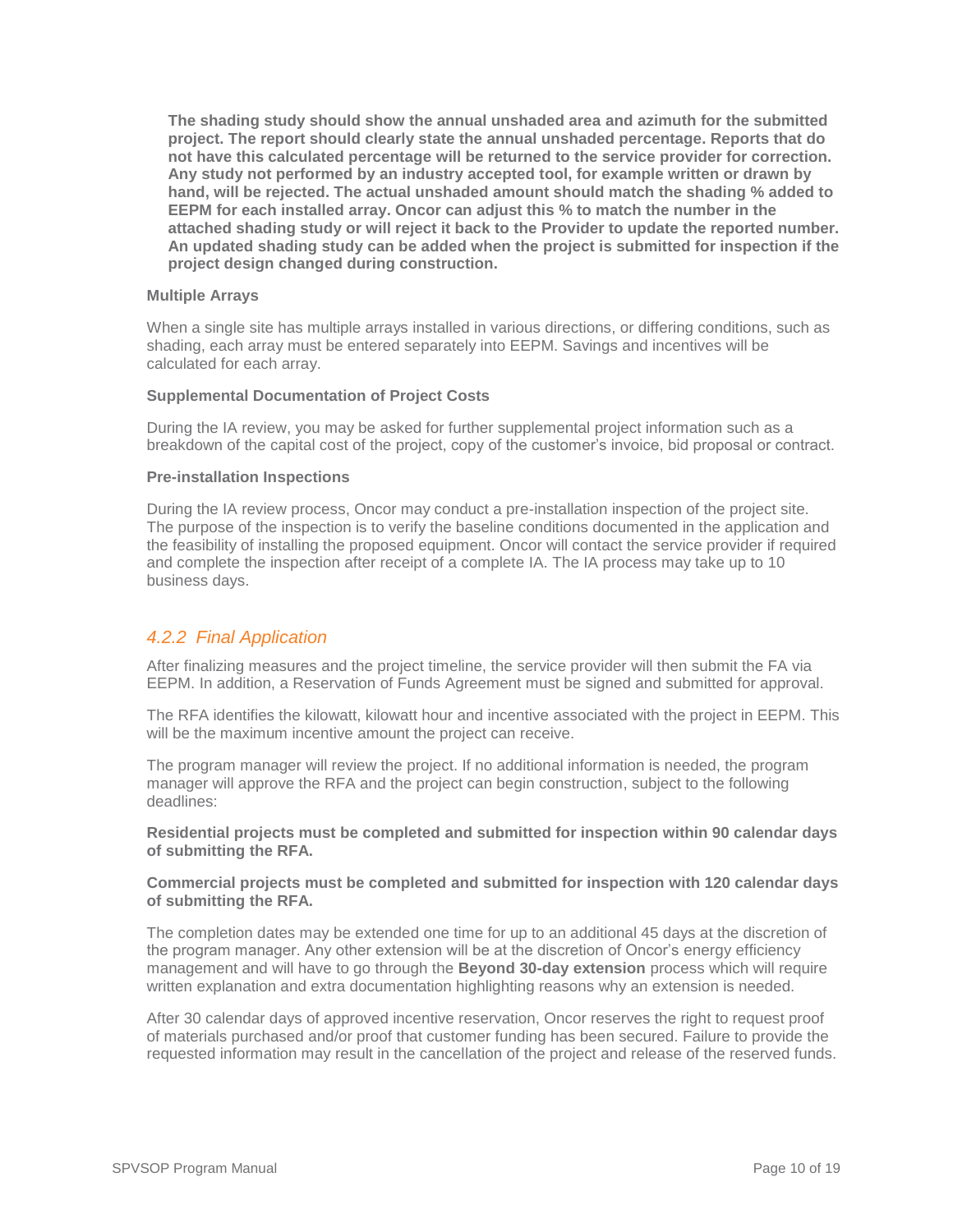**The shading study should show the annual unshaded area and azimuth for the submitted project. The report should clearly state the annual unshaded percentage. Reports that do not have this calculated percentage will be returned to the service provider for correction. Any study not performed by an industry accepted tool, for example written or drawn by hand, will be rejected. The actual unshaded amount should match the shading % added to EEPM for each installed array. Oncor can adjust this % to match the number in the attached shading study or will reject it back to the Provider to update the reported number. An updated shading study can be added when the project is submitted for inspection if the project design changed during construction.**

**Multiple Arrays**

When a single site has multiple arrays installed in various directions, or differing conditions, such as shading, each array must be entered separately into EEPM. Savings and incentives will be calculated for each array.

**Supplemental Documentation of Project Costs**

During the IA review, you may be asked for further supplemental project information such as a breakdown of the capital cost of the project, copy of the customer's invoice, bid proposal or contract.

**Pre-installation Inspections**

During the IA review process, Oncor may conduct a pre-installation inspection of the project site. The purpose of the inspection is to verify the baseline conditions documented in the application and the feasibility of installing the proposed equipment. Oncor will contact the service provider if required and complete the inspection after receipt of a complete IA. The IA process may take up to 10 business days.

### *4.2.2 Final Application*

After finalizing measures and the project timeline, the service provider will then submit the FA via EEPM. In addition, a Reservation of Funds Agreement must be signed and submitted for approval.

The RFA identifies the kilowatt, kilowatt hour and incentive associated with the project in EEPM. This will be the maximum incentive amount the project can receive.

The program manager will review the project. If no additional information is needed, the program manager will approve the RFA and the project can begin construction, subject to the following deadlines:

**Residential projects must be completed and submitted for inspection within 90 calendar days of submitting the RFA.**

**Commercial projects must be completed and submitted for inspection with 120 calendar days of submitting the RFA.**

The completion dates may be extended one time for up to an additional 45 days at the discretion of the program manager. Any other extension will be at the discretion of Oncor's energy efficiency management and will have to go through the **Beyond 30-day extension** process which will require written explanation and extra documentation highlighting reasons why an extension is needed.

After 30 calendar days of approved incentive reservation, Oncor reserves the right to request proof of materials purchased and/or proof that customer funding has been secured. Failure to provide the requested information may result in the cancellation of the project and release of the reserved funds.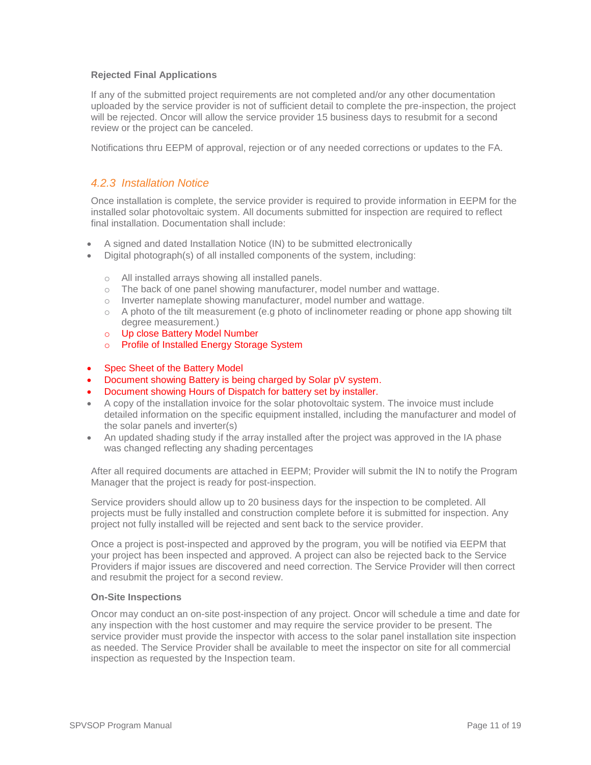**Rejected Final Applications**

If any of the submitted project requirements are not completed and/or any other documentation uploaded by the service provider is not of sufficient detail to complete the pre-inspection, the project will be rejected. Oncor will allow the service provider 15 business days to resubmit for a second review or the project can be canceled.

Notifications thru EEPM of approval, rejection or of any needed corrections or updates to the FA.

### *4.2.3 Installation Notice*

Once installation is complete, the service provider is required to provide information in EEPM for the installed solar photovoltaic system. All documents submitted for inspection are required to reflect final installation. Documentation shall include:

- A signed and dated Installation Notice (IN) to be submitted electronically
- Digital photograph(s) of all installed components of the system, including:
  - All installed arrays showing all installed panels.
  - The back of one panel showing manufacturer, model number and wattage.
  - Inverter nameplate showing manufacturer, model number and wattage.
  - A photo of the tilt measurement (e.g photo of inclinometer reading or phone app showing tilt degree measurement.)
  - Up close Battery Model Number
  - Profile of Installed Energy Storage System
- Spec Sheet of the Battery Model
- Document showing Battery is being charged by Solar pV system.
- Document showing Hours of Dispatch for battery set by installer.
- A copy of the installation invoice for the solar photovoltaic system. The invoice must include detailed information on the specific equipment installed, including the manufacturer and model of the solar panels and inverter(s)
- An updated shading study if the array installed after the project was approved in the IA phase was changed reflecting any shading percentages

After all required documents are attached in EEPM; Provider will submit the IN to notify the Program Manager that the project is ready for post-inspection.

Service providers should allow up to 20 business days for the inspection to be completed. All projects must be fully installed and construction complete before it is submitted for inspection. Any project not fully installed will be rejected and sent back to the service provider.

Once a project is post-inspected and approved by the program, you will be notified via EEPM that your project has been inspected and approved. A project can also be rejected back to the Service Providers if major issues are discovered and need correction. The Service Provider will then correct and resubmit the project for a second review.

**On-Site Inspections**

Oncor may conduct an on-site post-inspection of any project. Oncor will schedule a time and date for any inspection with the host customer and may require the service provider to be present. The service provider must provide the inspector with access to the solar panel installation site inspection as needed. The Service Provider shall be available to meet the inspector on site for all commercial inspection as requested by the Inspection team.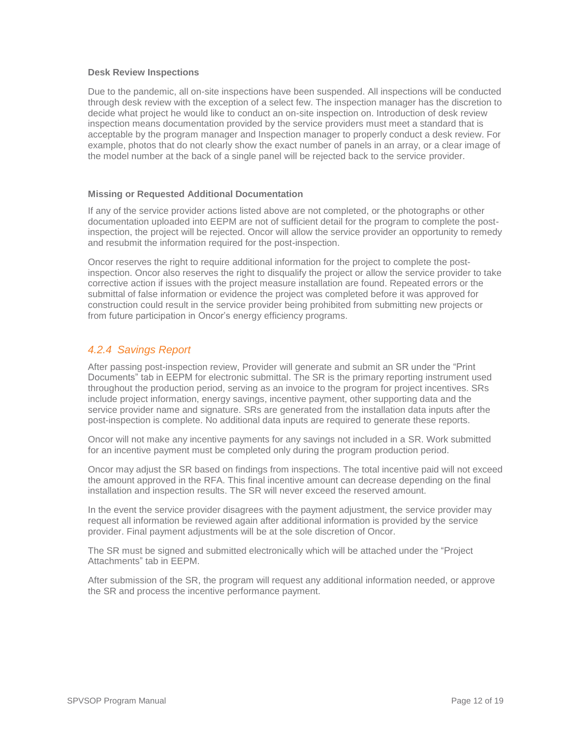**Desk Review Inspections**

Due to the pandemic, all on-site inspections have been suspended. All inspections will be conducted through desk review with the exception of a select few. The inspection manager has the discretion to decide what project he would like to conduct an on-site inspection on. Introduction of desk review inspection means documentation provided by the service providers must meet a standard that is acceptable by the program manager and Inspection manager to properly conduct a desk review. For example, photos that do not clearly show the exact number of panels in an array, or a clear image of the model number at the back of a single panel will be rejected back to the service provider.

**Missing or Requested Additional Documentation**

If any of the service provider actions listed above are not completed, or the photographs or other documentation uploaded into EEPM are not of sufficient detail for the program to complete the post-inspection, the project will be rejected. Oncor will allow the service provider an opportunity to remedy and resubmit the information required for the post-inspection.

Oncor reserves the right to require additional information for the project to complete the post-inspection. Oncor also reserves the right to disqualify the project or allow the service provider to take corrective action if issues with the project measure installation are found. Repeated errors or the submittal of false information or evidence the project was completed before it was approved for construction could result in the service provider being prohibited from submitting new projects or from future participation in Oncor's energy efficiency programs.

### *4.2.4 Savings Report*

After passing post-inspection review, Provider will generate and submit an SR under the "Print Documents" tab in EEPM for electronic submittal. The SR is the primary reporting instrument used throughout the production period, serving as an invoice to the program for project incentives. SRs include project information, energy savings, incentive payment, other supporting data and the service provider name and signature. SRs are generated from the installation data inputs after the post-inspection is complete. No additional data inputs are required to generate these reports.

Oncor will not make any incentive payments for any savings not included in a SR. Work submitted for an incentive payment must be completed only during the program production period.

Oncor may adjust the SR based on findings from inspections. The total incentive paid will not exceed the amount approved in the RFA. This final incentive amount can decrease depending on the final installation and inspection results. The SR will never exceed the reserved amount.

In the event the service provider disagrees with the payment adjustment, the service provider may request all information be reviewed again after additional information is provided by the service provider. Final payment adjustments will be at the sole discretion of Oncor.

The SR must be signed and submitted electronically which will be attached under the "Project Attachments" tab in EEPM.

After submission of the SR, the program will request any additional information needed, or approve the SR and process the incentive performance payment.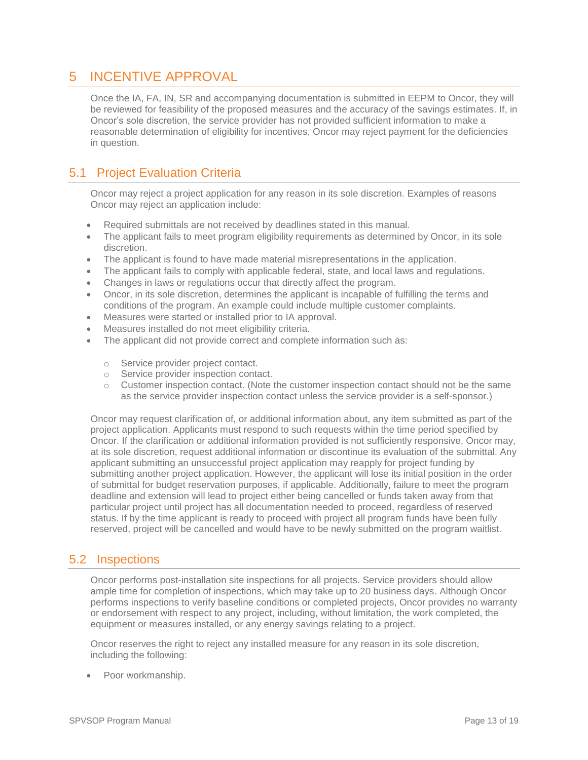# 5 INCENTIVE APPROVAL

Once the IA, FA, IN, SR and accompanying documentation is submitted in EEPM to Oncor, they will be reviewed for feasibility of the proposed measures and the accuracy of the savings estimates. If, in Oncor's sole discretion, the service provider has not provided sufficient information to make a reasonable determination of eligibility for incentives, Oncor may reject payment for the deficiencies in question.

## 5.1 Project Evaluation Criteria

Oncor may reject a project application for any reason in its sole discretion. Examples of reasons Oncor may reject an application include:

- Required submittals are not received by deadlines stated in this manual.
- The applicant fails to meet program eligibility requirements as determined by Oncor, in its sole discretion.
- The applicant is found to have made material misrepresentations in the application.
- The applicant fails to comply with applicable federal, state, and local laws and regulations.
- Changes in laws or regulations occur that directly affect the program.
- Oncor, in its sole discretion, determines the applicant is incapable of fulfilling the terms and conditions of the program. An example could include multiple customer complaints.
- Measures were started or installed prior to IA approval.
- Measures installed do not meet eligibility criteria.
- The applicant did not provide correct and complete information such as:
  - Service provider project contact.
  - Service provider inspection contact.
  - Customer inspection contact. (Note the customer inspection contact should not be the same as the service provider inspection contact unless the service provider is a self-sponsor.)

Oncor may request clarification of, or additional information about, any item submitted as part of the project application. Applicants must respond to such requests within the time period specified by Oncor. If the clarification or additional information provided is not sufficiently responsive, Oncor may, at its sole discretion, request additional information or discontinue its evaluation of the submittal. Any applicant submitting an unsuccessful project application may reapply for project funding by submitting another project application. However, the applicant will lose its initial position in the order of submittal for budget reservation purposes, if applicable. Additionally, failure to meet the program deadline and extension will lead to project either being cancelled or funds taken away from that particular project until project has all documentation needed to proceed, regardless of reserved status. If by the time applicant is ready to proceed with project all program funds have been fully reserved, project will be cancelled and would have to be newly submitted on the program waitlist.

## 5.2 Inspections

Oncor performs post-installation site inspections for all projects. Service providers should allow ample time for completion of inspections, which may take up to 20 business days. Although Oncor performs inspections to verify baseline conditions or completed projects, Oncor provides no warranty or endorsement with respect to any project, including, without limitation, the work completed, the equipment or measures installed, or any energy savings relating to a project.

Oncor reserves the right to reject any installed measure for any reason in its sole discretion, including the following:

- Poor workmanship.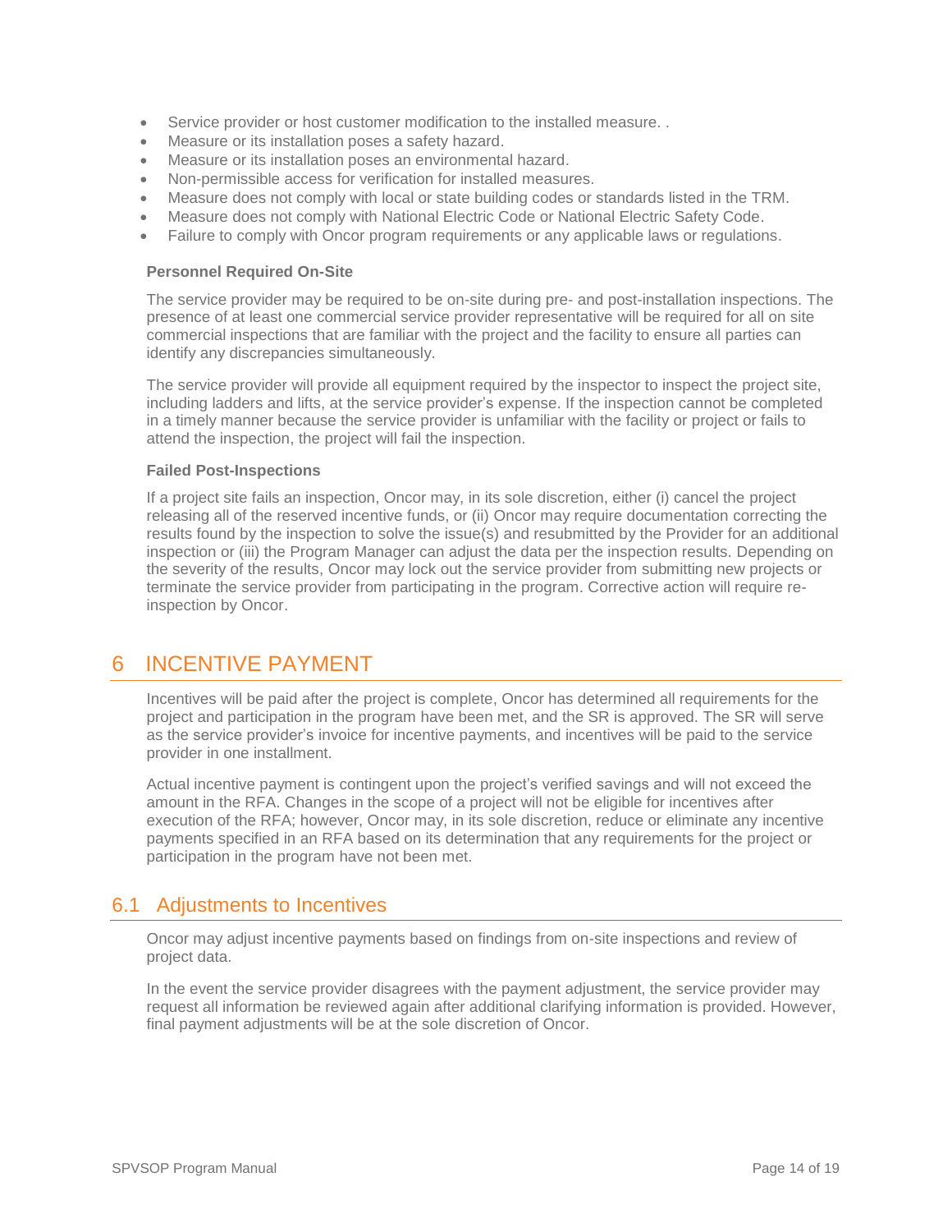- Service provider or host customer modification to the installed measure. .
- Measure or its installation poses a safety hazard.
- Measure or its installation poses an environmental hazard.
- Non-permissible access for verification for installed measures.
- Measure does not comply with local or state building codes or standards listed in the TRM.
- Measure does not comply with National Electric Code or National Electric Safety Code.
- Failure to comply with Oncor program requirements or any applicable laws or regulations.

**Personnel Required On-Site**

The service provider may be required to be on-site during pre- and post-installation inspections. The presence of at least one commercial service provider representative will be required for all on site commercial inspections that are familiar with the project and the facility to ensure all parties can identify any discrepancies simultaneously.

The service provider will provide all equipment required by the inspector to inspect the project site, including ladders and lifts, at the service provider's expense. If the inspection cannot be completed in a timely manner because the service provider is unfamiliar with the facility or project or fails to attend the inspection, the project will fail the inspection.

**Failed Post-Inspections**

If a project site fails an inspection, Oncor may, in its sole discretion, either (i) cancel the project releasing all of the reserved incentive funds, or (ii) Oncor may require documentation correcting the results found by the inspection to solve the issue(s) and resubmitted by the Provider for an additional inspection or (iii) the Program Manager can adjust the data per the inspection results. Depending on the severity of the results, Oncor may lock out the service provider from submitting new projects or terminate the service provider from participating in the program. Corrective action will require re-inspection by Oncor.

# 6 INCENTIVE PAYMENT

Incentives will be paid after the project is complete, Oncor has determined all requirements for the project and participation in the program have been met, and the SR is approved. The SR will serve as the service provider's invoice for incentive payments, and incentives will be paid to the service provider in one installment.

Actual incentive payment is contingent upon the project's verified savings and will not exceed the amount in the RFA. Changes in the scope of a project will not be eligible for incentives after execution of the RFA; however, Oncor may, in its sole discretion, reduce or eliminate any incentive payments specified in an RFA based on its determination that any requirements for the project or participation in the program have not been met.

## 6.1 Adjustments to Incentives

Oncor may adjust incentive payments based on findings from on-site inspections and review of project data.

In the event the service provider disagrees with the payment adjustment, the service provider may request all information be reviewed again after additional clarifying information is provided. However, final payment adjustments will be at the sole discretion of Oncor.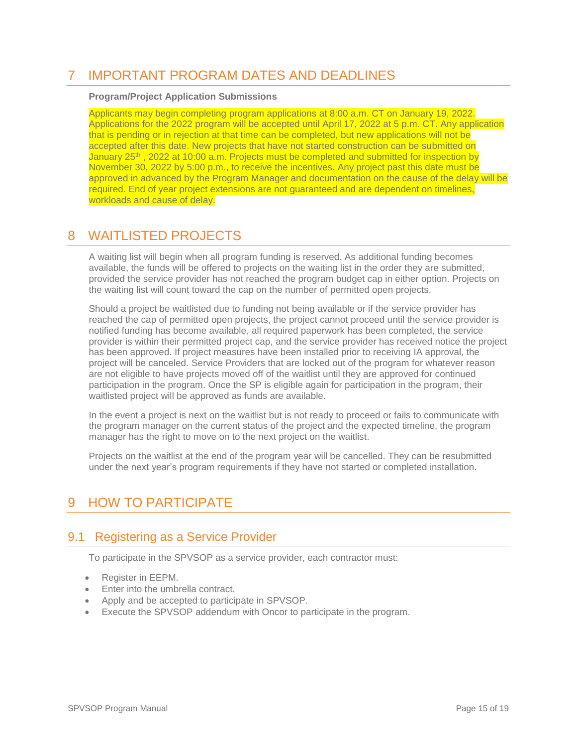# 7 IMPORTANT PROGRAM DATES AND DEADLINES

**Program/Project Application Submissions**

Applicants may begin completing program applications at 8:00 a.m. CT on January 19, 2022. Applications for the 2022 program will be accepted until April 17, 2022 at 5 p.m. CT. Any application that is pending or in rejection at that time can be completed, but new applications will not be accepted after this date. New projects that have not started construction can be submitted on January 25th , 2022 at 10:00 a.m. Projects must be completed and submitted for inspection by November 30, 2022 by 5:00 p.m., to receive the incentives. Any project past this date must be approved in advanced by the Program Manager and documentation on the cause of the delay will be required. End of year project extensions are not guaranteed and are dependent on timelines, workloads and cause of delay.

# 8 WAITLISTED PROJECTS

A waiting list will begin when all program funding is reserved. As additional funding becomes available, the funds will be offered to projects on the waiting list in the order they are submitted, provided the service provider has not reached the program budget cap in either option. Projects on the waiting list will count toward the cap on the number of permitted open projects.

Should a project be waitlisted due to funding not being available or if the service provider has reached the cap of permitted open projects, the project cannot proceed until the service provider is notified funding has become available, all required paperwork has been completed, the service provider is within their permitted project cap, and the service provider has received notice the project has been approved. If project measures have been installed prior to receiving IA approval, the project will be canceled. Service Providers that are locked out of the program for whatever reason are not eligible to have projects moved off of the waitlist until they are approved for continued participation in the program. Once the SP is eligible again for participation in the program, their waitlisted project will be approved as funds are available.

In the event a project is next on the waitlist but is not ready to proceed or fails to communicate with the program manager on the current status of the project and the expected timeline, the program manager has the right to move on to the next project on the waitlist.

Projects on the waitlist at the end of the program year will be cancelled. They can be resubmitted under the next year's program requirements if they have not started or completed installation.

# 9 HOW TO PARTICIPATE

## 9.1 Registering as a Service Provider

To participate in the SPVSOP as a service provider, each contractor must:

- Register in EEPM.
- Enter into the umbrella contract.
- Apply and be accepted to participate in SPVSOP.
- Execute the SPVSOP addendum with Oncor to participate in the program.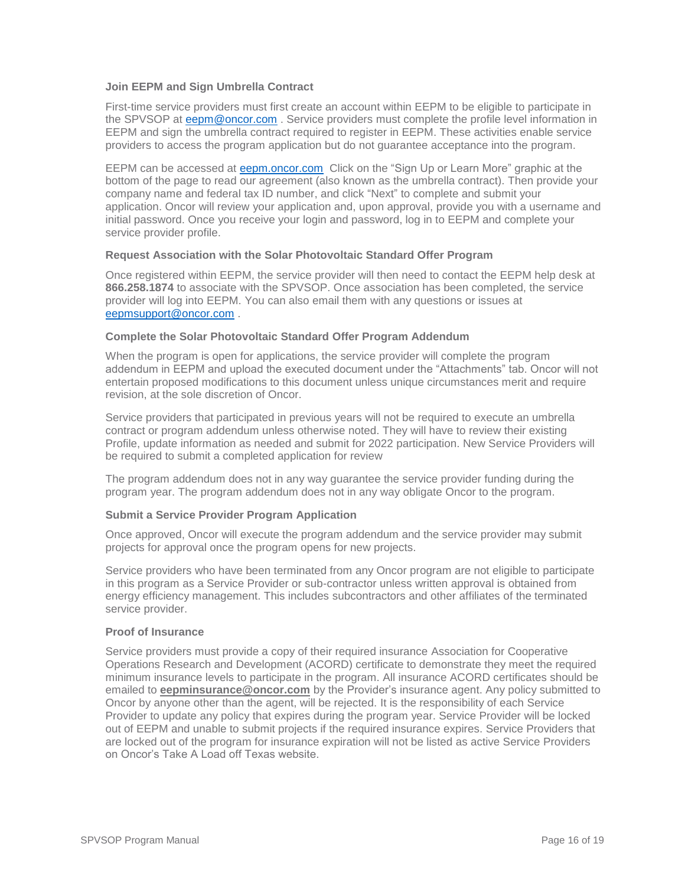### Join EEPM and Sign Umbrella Contract

First-time service providers must first create an account within EEPM to be eligible to participate in the SPVSOP at eepm@oncor.com . Service providers must complete the profile level information in EEPM and sign the umbrella contract required to register in EEPM. These activities enable service providers to access the program application but do not guarantee acceptance into the program.

EEPM can be accessed at eepm.oncor.com Click on the "Sign Up or Learn More" graphic at the bottom of the page to read our agreement (also known as the umbrella contract). Then provide your company name and federal tax ID number, and click "Next" to complete and submit your application. Oncor will review your application and, upon approval, provide you with a username and initial password. Once you receive your login and password, log in to EEPM and complete your service provider profile.

### Request Association with the Solar Photovoltaic Standard Offer Program

Once registered within EEPM, the service provider will then need to contact the EEPM help desk at **866.258.1874** to associate with the SPVSOP. Once association has been completed, the service provider will log into EEPM. You can also email them with any questions or issues at eepmsupport@oncor.com .

### Complete the Solar Photovoltaic Standard Offer Program Addendum

When the program is open for applications, the service provider will complete the program addendum in EEPM and upload the executed document under the "Attachments" tab. Oncor will not entertain proposed modifications to this document unless unique circumstances merit and require revision, at the sole discretion of Oncor.

Service providers that participated in previous years will not be required to execute an umbrella contract or program addendum unless otherwise noted. They will have to review their existing Profile, update information as needed and submit for 2022 participation. New Service Providers will be required to submit a completed application for review

The program addendum does not in any way guarantee the service provider funding during the program year. The program addendum does not in any way obligate Oncor to the program.

### Submit a Service Provider Program Application

Once approved, Oncor will execute the program addendum and the service provider may submit projects for approval once the program opens for new projects.

Service providers who have been terminated from any Oncor program are not eligible to participate in this program as a Service Provider or sub-contractor unless written approval is obtained from energy efficiency management. This includes subcontractors and other affiliates of the terminated service provider.

### Proof of Insurance

Service providers must provide a copy of their required insurance Association for Cooperative Operations Research and Development (ACORD) certificate to demonstrate they meet the required minimum insurance levels to participate in the program. All insurance ACORD certificates should be emailed to **eepminsurance@oncor.com** by the Provider's insurance agent. Any policy submitted to Oncor by anyone other than the agent, will be rejected. It is the responsibility of each Service Provider to update any policy that expires during the program year. Service Provider will be locked out of EEPM and unable to submit projects if the required insurance expires. Service Providers that are locked out of the program for insurance expiration will not be listed as active Service Providers on Oncor's Take A Load off Texas website.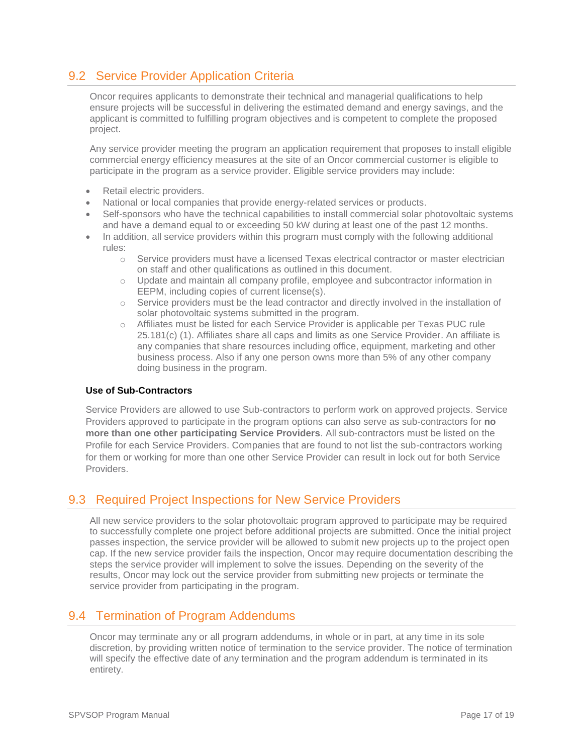## 9.2 Service Provider Application Criteria

Oncor requires applicants to demonstrate their technical and managerial qualifications to help ensure projects will be successful in delivering the estimated demand and energy savings, and the applicant is committed to fulfilling program objectives and is competent to complete the proposed project.

Any service provider meeting the program an application requirement that proposes to install eligible commercial energy efficiency measures at the site of an Oncor commercial customer is eligible to participate in the program as a service provider. Eligible service providers may include:

- Retail electric providers.
- National or local companies that provide energy-related services or products.
- Self-sponsors who have the technical capabilities to install commercial solar photovoltaic systems and have a demand equal to or exceeding 50 kW during at least one of the past 12 months.
- In addition, all service providers within this program must comply with the following additional rules:
  - Service providers must have a licensed Texas electrical contractor or master electrician on staff and other qualifications as outlined in this document.
  - Update and maintain all company profile, employee and subcontractor information in EEPM, including copies of current license(s).
  - Service providers must be the lead contractor and directly involved in the installation of solar photovoltaic systems submitted in the program.
  - Affiliates must be listed for each Service Provider is applicable per Texas PUC rule 25.181(c) (1). Affiliates share all caps and limits as one Service Provider. An affiliate is any companies that share resources including office, equipment, marketing and other business process. Also if any one person owns more than 5% of any other company doing business in the program.

**Use of Sub-Contractors**

Service Providers are allowed to use Sub-contractors to perform work on approved projects. Service Providers approved to participate in the program options can also serve as sub-contractors for **no more than one other participating Service Providers**. All sub-contractors must be listed on the Profile for each Service Providers. Companies that are found to not list the sub-contractors working for them or working for more than one other Service Provider can result in lock out for both Service Providers.

## 9.3 Required Project Inspections for New Service Providers

All new service providers to the solar photovoltaic program approved to participate may be required to successfully complete one project before additional projects are submitted. Once the initial project passes inspection, the service provider will be allowed to submit new projects up to the project open cap. If the new service provider fails the inspection, Oncor may require documentation describing the steps the service provider will implement to solve the issues. Depending on the severity of the results, Oncor may lock out the service provider from submitting new projects or terminate the service provider from participating in the program.

## 9.4 Termination of Program Addendums

Oncor may terminate any or all program addendums, in whole or in part, at any time in its sole discretion, by providing written notice of termination to the service provider. The notice of termination will specify the effective date of any termination and the program addendum is terminated in its entirety.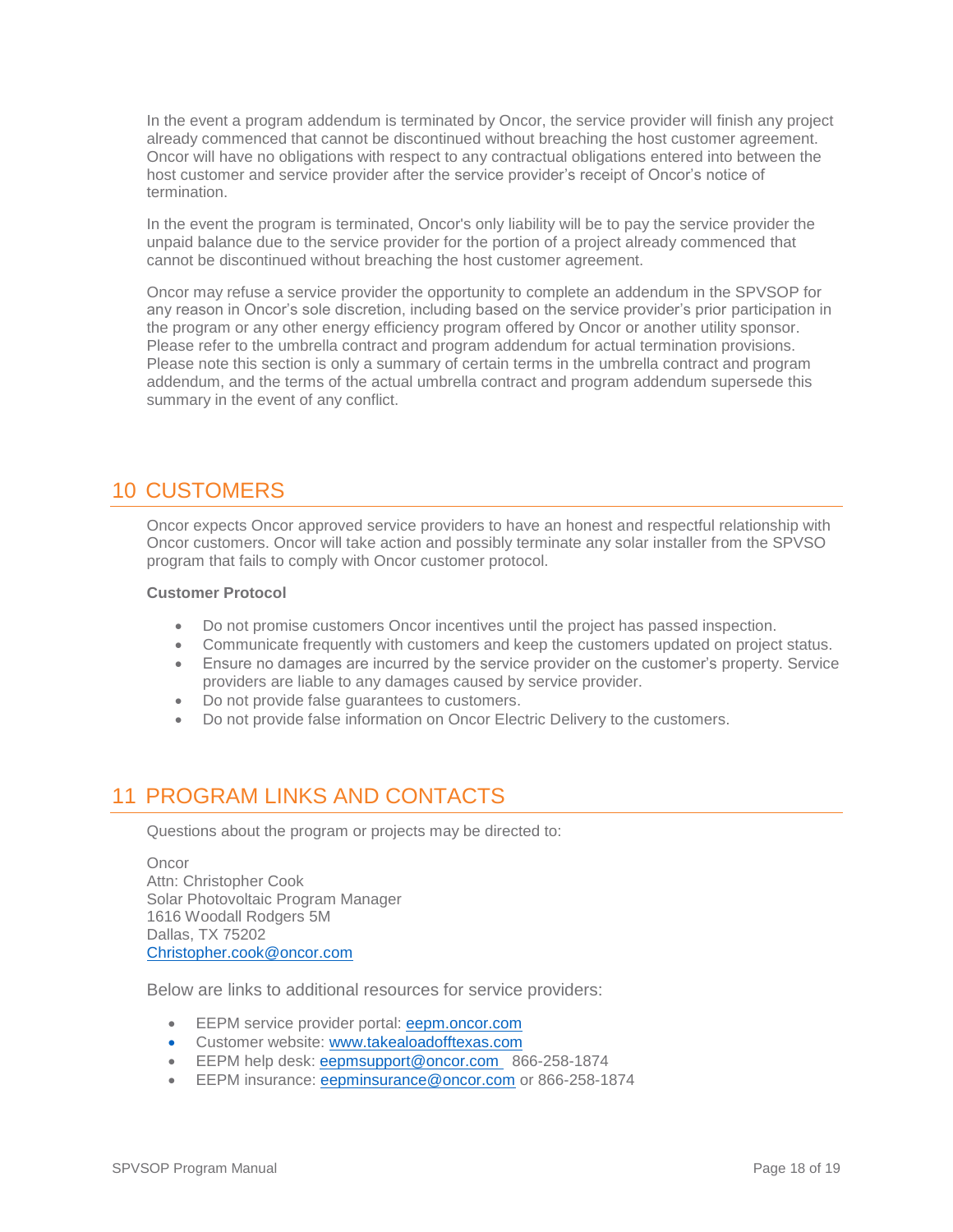In the event a program addendum is terminated by Oncor, the service provider will finish any project already commenced that cannot be discontinued without breaching the host customer agreement. Oncor will have no obligations with respect to any contractual obligations entered into between the host customer and service provider after the service provider's receipt of Oncor's notice of termination.

In the event the program is terminated, Oncor's only liability will be to pay the service provider the unpaid balance due to the service provider for the portion of a project already commenced that cannot be discontinued without breaching the host customer agreement.

Oncor may refuse a service provider the opportunity to complete an addendum in the SPVSOP for any reason in Oncor's sole discretion, including based on the service provider's prior participation in the program or any other energy efficiency program offered by Oncor or another utility sponsor. Please refer to the umbrella contract and program addendum for actual termination provisions. Please note this section is only a summary of certain terms in the umbrella contract and program addendum, and the terms of the actual umbrella contract and program addendum supersede this summary in the event of any conflict.

## 10 CUSTOMERS

Oncor expects Oncor approved service providers to have an honest and respectful relationship with Oncor customers. Oncor will take action and possibly terminate any solar installer from the SPVSO program that fails to comply with Oncor customer protocol.

**Customer Protocol**

- Do not promise customers Oncor incentives until the project has passed inspection.
- Communicate frequently with customers and keep the customers updated on project status.
- Ensure no damages are incurred by the service provider on the customer's property. Service providers are liable to any damages caused by service provider.
- Do not provide false guarantees to customers.
- Do not provide false information on Oncor Electric Delivery to the customers.

## 11 PROGRAM LINKS AND CONTACTS

Questions about the program or projects may be directed to:

Oncor  
Attn: Christopher Cook  
Solar Photovoltaic Program Manager  
1616 Woodall Rodgers 5M  
Dallas, TX 75202  
Christopher.cook@oncor.com

Below are links to additional resources for service providers:

- EEPM service provider portal: eepm.oncor.com
- Customer website: www.takealoadofftexas.com
- EEPM help desk: eepmsupport@oncor.com 866-258-1874
- EEPM insurance: eepminsurance@oncor.com or 866-258-1874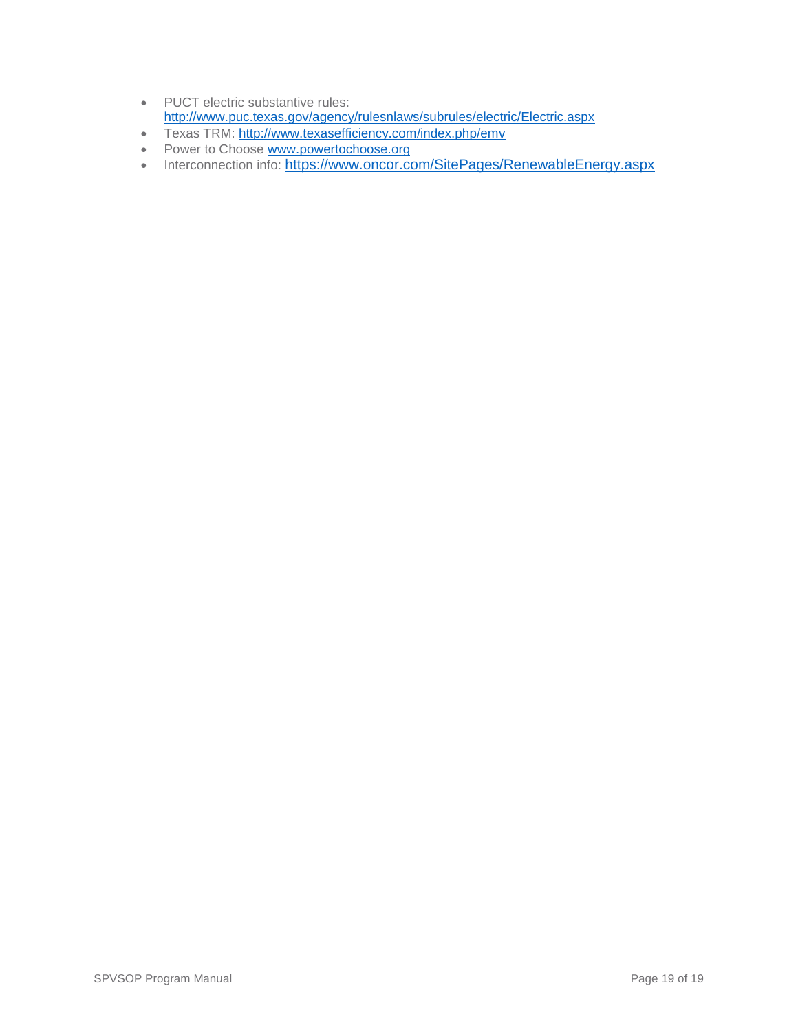- PUCT electric substantive rules: http://www.puc.texas.gov/agency/rulesnlaws/subrules/electric/Electric.aspx
- Texas TRM: http://www.texasefficiency.com/index.php/emv
- Power to Choose www.powertochoose.org
- Interconnection info: https://www.oncor.com/SitePages/RenewableEnergy.aspx